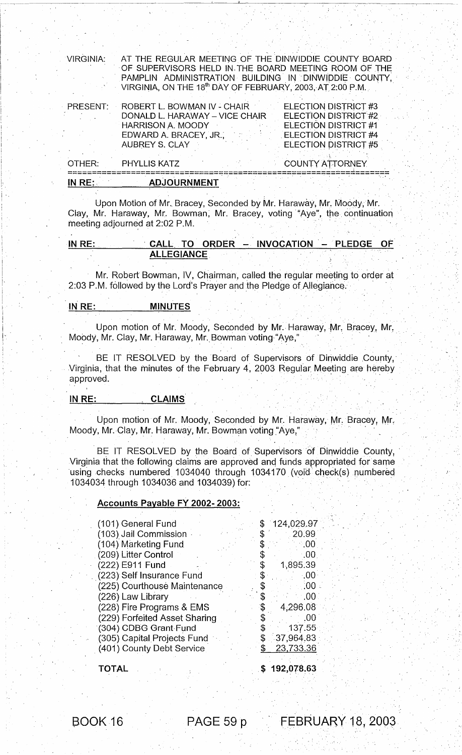VIRGINIA: AT THE REGULAR MEETING OF THE DINWIDDIE COUNTY BOARD OF SUPERVISORS HELD IN THE BOARD MEETING ROOM OF THE PAMPLIN ADMINISTRATION BUILDING IN DINWIDDIE COUNTY, VIRGINIA, ON THE 18th DAY OF FEBRUARY, 2003, AT 2:00 P.M.

| | | |
|---|---|---|
| PRESENT: | ROBERT L. BOWMAN IV - CHAIR | ELECTION DISTRICT #3 |
| | DONALD L. HARAWAY – VICE CHAIR | ELECTION DISTRICT #2 |
| | HARRISON A. MOODY | ELECTION DISTRICT #1 |
| | EDWARD A. BRACEY, JR., | ELECTION DISTRICT #4 |
| | AUBREY S. CLAY | ELECTION DISTRICT #5 |
| OTHER: | PHYLLIS KATZ | COUNTY ATTORNEY |

**IN RE: ADJOURNMENT**

Upon Motion of Mr. Bracey, Seconded by Mr. Haraway, Mr. Moody, Mr. Clay, Mr. Haraway, Mr. Bowman, Mr. Bracey, voting "Aye", the continuation meeting adjourned at 2:02 P.M.

**IN RE: CALL TO ORDER – INVOCATION – PLEDGE OF ALLEGIANCE**

Mr. Robert Bowman, IV, Chairman, called the regular meeting to order at 2:03 P.M. followed by the Lord's Prayer and the Pledge of Allegiance.

**IN RE: MINUTES**

Upon motion of Mr. Moody, Seconded by Mr. Haraway, Mr. Bracey, Mr. Moody, Mr. Clay, Mr. Haraway, Mr. Bowman voting "Aye,"

BE IT RESOLVED by the Board of Supervisors of Dinwiddie County, Virginia, that the minutes of the February 4, 2003 Regular Meeting are hereby approved.

**IN RE: CLAIMS**

Upon motion of Mr. Moody, Seconded by Mr. Haraway, Mr. Bracey, Mr. Moody, Mr. Clay, Mr. Haraway, Mr. Bowman voting "Aye,"

BE IT RESOLVED by the Board of Supervisors of Dinwiddie County, Virginia that the following claims are approved and funds appropriated for same using checks numbered 1034040 through 1034170 (void check(s) numbered 1034034 through 1034036 and 1034039) for:

**Accounts Payable FY 2002- 2003:**

| | |
|---|---|
| (101) General Fund | $ 124,029.97 |
| (103) Jail Commission | $ 20.99 |
| (104) Marketing Fund | $ .00 |
| (209) Litter Control | $ .00 |
| (222) E911 Fund | $ 1,895.39 |
| (223) Self Insurance Fund | $ .00 |
| (225) Courthouse Maintenance | $ .00 |
| (226) Law Library | $ .00 |
| (228) Fire Programs & EMS | $ 4,296.08 |
| (229) Forfeited Asset Sharing | $ .00 |
| (304) CDBG Grant Fund | $ 137.55 |
| (305) Capital Projects Fund | $ 37,964.83 |
| (401) County Debt Service | $ 23,733.36 |
| **TOTAL** | **$ 192,078.63** |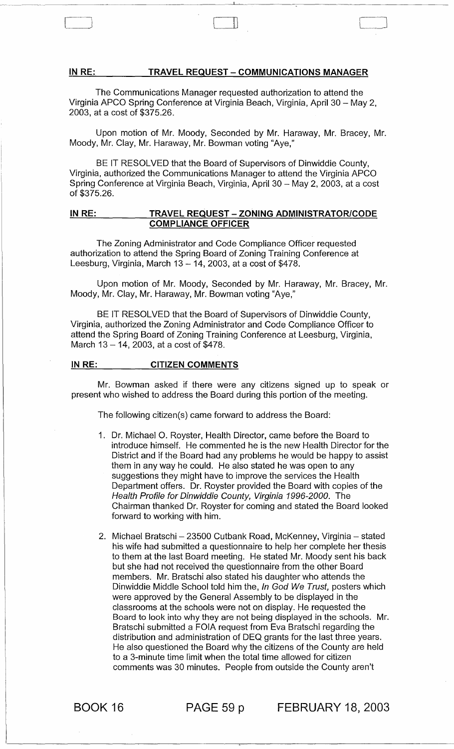**IN RE: TRAVEL REQUEST – COMMUNICATIONS MANAGER**

The Communications Manager requested authorization to attend the Virginia APCO Spring Conference at Virginia Beach, Virginia, April 30 – May 2, 2003, at a cost of $375.26.

Upon motion of Mr. Moody, Seconded by Mr. Haraway, Mr. Bracey, Mr. Moody, Mr. Clay, Mr. Haraway, Mr. Bowman voting "Aye,"

BE IT RESOLVED that the Board of Supervisors of Dinwiddie County, Virginia, authorized the Communications Manager to attend the Virginia APCO Spring Conference at Virginia Beach, Virginia, April 30 – May 2, 2003, at a cost of $375.26.

**IN RE: TRAVEL REQUEST – ZONING ADMINISTRATOR/CODE COMPLIANCE OFFICER**

The Zoning Administrator and Code Compliance Officer requested authorization to attend the Spring Board of Zoning Training Conference at Leesburg, Virginia, March 13 – 14, 2003, at a cost of $478.

Upon motion of Mr. Moody, Seconded by Mr. Haraway, Mr. Bracey, Mr. Moody, Mr. Clay, Mr. Haraway, Mr. Bowman voting "Aye,"

BE IT RESOLVED that the Board of Supervisors of Dinwiddie County, Virginia, authorized the Zoning Administrator and Code Compliance Officer to attend the Spring Board of Zoning Training Conference at Leesburg, Virginia, March 13 – 14, 2003, at a cost of $478.

**IN RE: CITIZEN COMMENTS**

Mr. Bowman asked if there were any citizens signed up to speak or present who wished to address the Board during this portion of the meeting.

The following citizen(s) came forward to address the Board:

1. Dr. Michael O. Royster, Health Director, came before the Board to introduce himself. He commented he is the new Health Director for the District and if the Board had any problems he would be happy to assist them in any way he could. He also stated he was open to any suggestions they might have to improve the services the Health Department offers. Dr. Royster provided the Board with copies of the *Health Profile for Dinwiddie County, Virginia 1996-2000*. The Chairman thanked Dr. Royster for coming and stated the Board looked forward to working with him.
2. Michael Bratschi – 23500 Cutbank Road, McKenney, Virginia – stated his wife had submitted a questionnaire to help her complete her thesis to them at the last Board meeting. He stated Mr. Moody sent his back but she had not received the questionnaire from the other Board members. Mr. Bratschi also stated his daughter who attends the Dinwiddie Middle School told him the, *In God We Trust,* posters which were approved by the General Assembly to be displayed in the classrooms at the schools were not on display. He requested the Board to look into why they are not being displayed in the schools. Mr. Bratschi submitted a FOIA request from Eva Bratschi regarding the distribution and administration of DEQ grants for the last three years. He also questioned the Board why the citizens of the County are held to a 3-minute time limit when the total time allowed for citizen comments was 30 minutes. People from outside the County aren't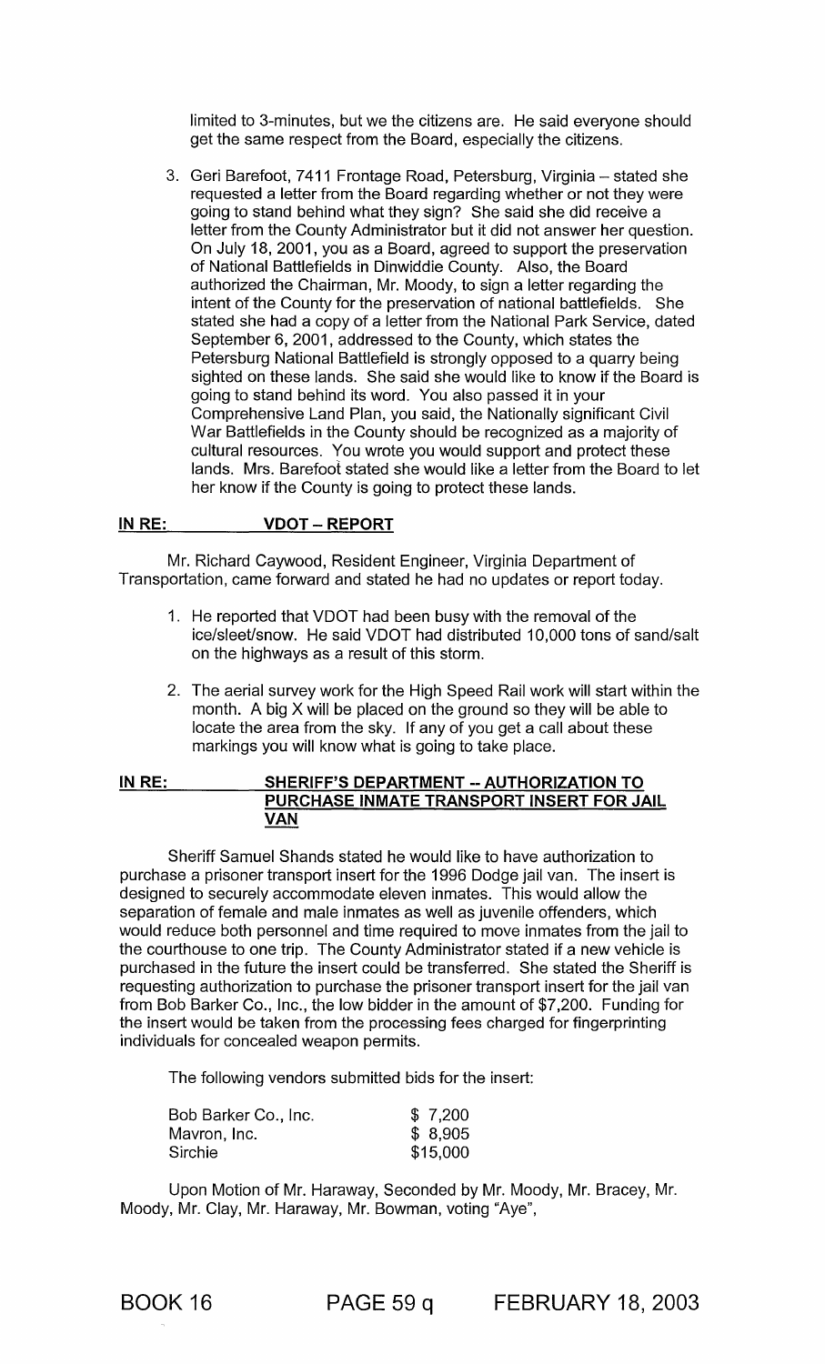limited to 3-minutes, but we the citizens are. He said everyone should get the same respect from the Board, especially the citizens.

3. Geri Barefoot, 7411 Frontage Road, Petersburg, Virginia – stated she requested a letter from the Board regarding whether or not they were going to stand behind what they sign? She said she did receive a letter from the County Administrator but it did not answer her question. On July 18, 2001, you as a Board, agreed to support the preservation of National Battlefields in Dinwiddie County. Also, the Board authorized the Chairman, Mr. Moody, to sign a letter regarding the intent of the County for the preservation of national battlefields. She stated she had a copy of a letter from the National Park Service, dated September 6, 2001, addressed to the County, which states the Petersburg National Battlefield is strongly opposed to a quarry being sighted on these lands. She said she would like to know if the Board is going to stand behind its word. You also passed it in your Comprehensive Land Plan, you said, the Nationally significant Civil War Battlefields in the County should be recognized as a majority of cultural resources. You wrote you would support and protect these lands. Mrs. Barefoot stated she would like a letter from the Board to let her know if the County is going to protect these lands.

**IN RE: VDOT – REPORT**

Mr. Richard Caywood, Resident Engineer, Virginia Department of Transportation, came forward and stated he had no updates or report today.

1. He reported that VDOT had been busy with the removal of the ice/sleet/snow. He said VDOT had distributed 10,000 tons of sand/salt on the highways as a result of this storm.
2. The aerial survey work for the High Speed Rail work will start within the month. A big X will be placed on the ground so they will be able to locate the area from the sky. If any of you get a call about these markings you will know what is going to take place.

**IN RE: SHERIFF'S DEPARTMENT -- AUTHORIZATION TO PURCHASE INMATE TRANSPORT INSERT FOR JAIL VAN**

Sheriff Samuel Shands stated he would like to have authorization to purchase a prisoner transport insert for the 1996 Dodge jail van. The insert is designed to securely accommodate eleven inmates. This would allow the separation of female and male inmates as well as juvenile offenders, which would reduce both personnel and time required to move inmates from the jail to the courthouse to one trip. The County Administrator stated if a new vehicle is purchased in the future the insert could be transferred. She stated the Sheriff is requesting authorization to purchase the prisoner transport insert for the jail van from Bob Barker Co., Inc., the low bidder in the amount of $7,200. Funding for the insert would be taken from the processing fees charged for fingerprinting individuals for concealed weapon permits.

The following vendors submitted bids for the insert:

| Vendor | Bid |
|---|---|
| Bob Barker Co., Inc. | $ 7,200 |
| Mavron, Inc. | $ 8,905 |
| Sirchie | $15,000 |

Upon Motion of Mr. Haraway, Seconded by Mr. Moody, Mr. Bracey, Mr. Moody, Mr. Clay, Mr. Haraway, Mr. Bowman, voting "Aye",

BOOK 16 PAGE 59 q FEBRUARY 18, 2003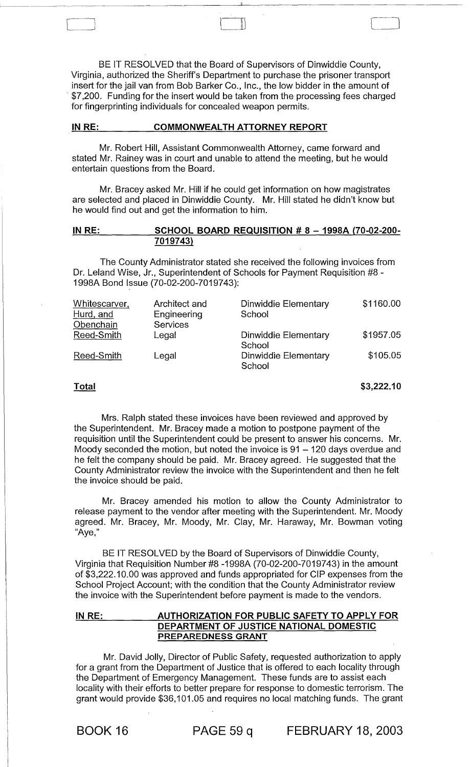BE IT RESOLVED that the Board of Supervisors of Dinwiddie County, Virginia, authorized the Sheriff's Department to purchase the prisoner transport insert for the jail van from Bob Barker Co., Inc., the low bidder in the amount of $7,200. Funding for the insert would be taken from the processing fees charged for fingerprinting individuals for concealed weapon permits.

**IN RE: COMMONWEALTH ATTORNEY REPORT**

Mr. Robert Hill, Assistant Commonwealth Attorney, came forward and stated Mr. Rainey was in court and unable to attend the meeting, but he would entertain questions from the Board.

Mr. Bracey asked Mr. Hill if he could get information on how magistrates are selected and placed in Dinwiddie County. Mr. Hill stated he didn't know but he would find out and get the information to him.

**IN RE: SCHOOL BOARD REQUISITION # 8 – 1998A (70-02-200-7019743)**

The County Administrator stated she received the following invoices from Dr. Leland Wise, Jr., Superintendent of Schools for Payment Requisition #8 - 1998A Bond Issue (70-02-200-7019743):

| | | | |
|---|---|---|---|
| Whitescarver, Hurd, and Obenchain | Architect and Engineering Services | Dinwiddie Elementary School | $1160.00 |
| Reed-Smith | Legal | Dinwiddie Elementary School | $1957.05 |
| Reed-Smith | Legal | Dinwiddie Elementary School | $105.05 |
| **Total** | | | **$3,222.10** |

Mrs. Ralph stated these invoices have been reviewed and approved by the Superintendent. Mr. Bracey made a motion to postpone payment of the requisition until the Superintendent could be present to answer his concerns. Mr. Moody seconded the motion, but noted the invoice is 91 – 120 days overdue and he felt the company should be paid. Mr. Bracey agreed. He suggested that the County Administrator review the invoice with the Superintendent and then he felt the invoice should be paid.

Mr. Bracey amended his motion to allow the County Administrator to release payment to the vendor after meeting with the Superintendent. Mr. Moody agreed. Mr. Bracey, Mr. Moody, Mr. Clay, Mr. Haraway, Mr. Bowman voting "Aye,"

BE IT RESOLVED by the Board of Supervisors of Dinwiddie County, Virginia that Requisition Number #8 -1998A (70-02-200-7019743) in the amount of $3,222.10.00 was approved and funds appropriated for CIP expenses from the School Project Account; with the condition that the County Administrator review the invoice with the Superintendent before payment is made to the vendors.

**IN RE: AUTHORIZATION FOR PUBLIC SAFETY TO APPLY FOR DEPARTMENT OF JUSTICE NATIONAL DOMESTIC PREPAREDNESS GRANT**

Mr. David Jolly, Director of Public Safety, requested authorization to apply for a grant from the Department of Justice that is offered to each locality through the Department of Emergency Management. These funds are to assist each locality with their efforts to better prepare for response to domestic terrorism. The grant would provide $36,101.05 and requires no local matching funds. The grant

BOOK 16 PAGE 59 q FEBRUARY 18, 2003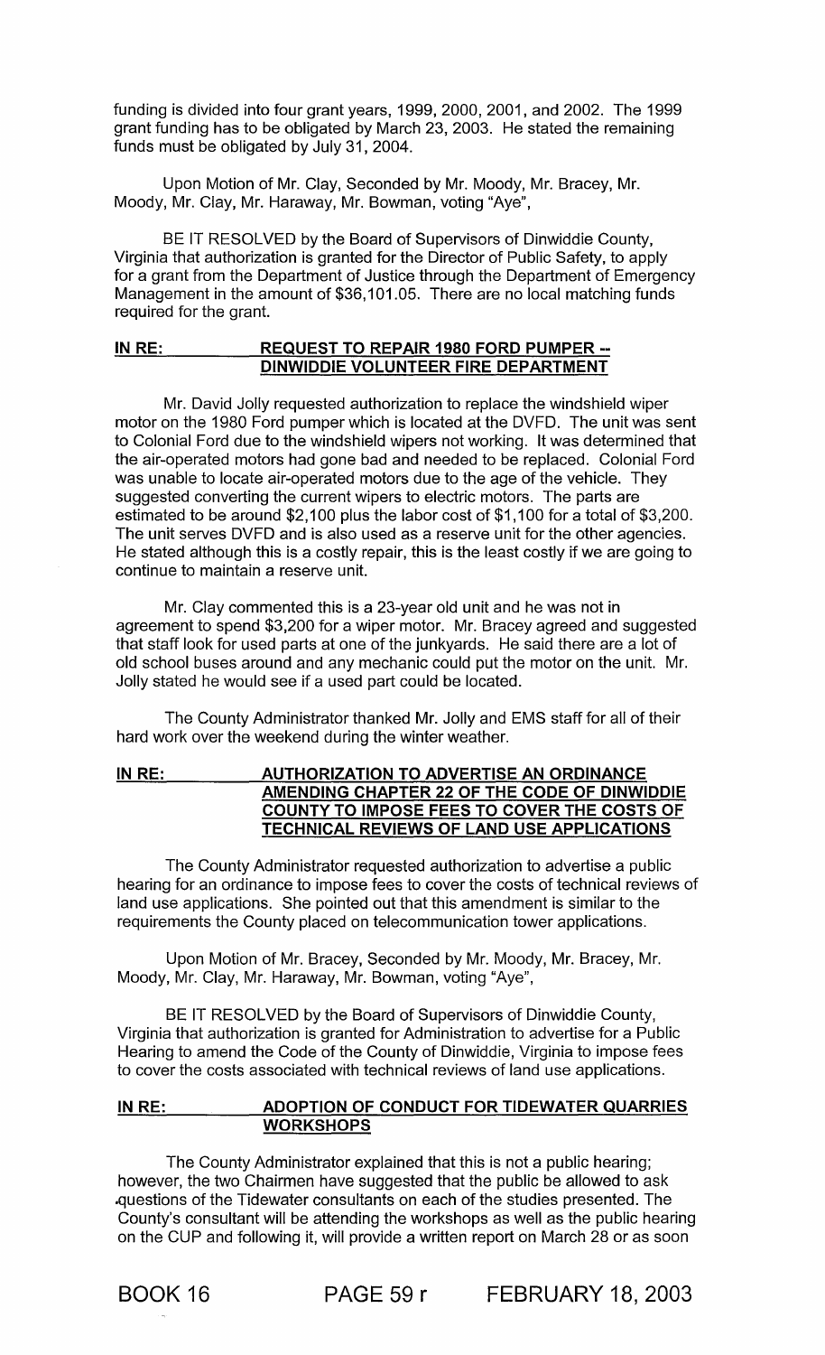funding is divided into four grant years, 1999, 2000, 2001, and 2002. The 1999 grant funding has to be obligated by March 23, 2003. He stated the remaining funds must be obligated by July 31, 2004.

Upon Motion of Mr. Clay, Seconded by Mr. Moody, Mr. Bracey, Mr. Moody, Mr. Clay, Mr. Haraway, Mr. Bowman, voting "Aye",

BE IT RESOLVED by the Board of Supervisors of Dinwiddie County, Virginia that authorization is granted for the Director of Public Safety, to apply for a grant from the Department of Justice through the Department of Emergency Management in the amount of $36,101.05. There are no local matching funds required for the grant.

**IN RE: REQUEST TO REPAIR 1980 FORD PUMPER -- DINWIDDIE VOLUNTEER FIRE DEPARTMENT**

Mr. David Jolly requested authorization to replace the windshield wiper motor on the 1980 Ford pumper which is located at the DVFD. The unit was sent to Colonial Ford due to the windshield wipers not working. It was determined that the air-operated motors had gone bad and needed to be replaced. Colonial Ford was unable to locate air-operated motors due to the age of the vehicle. They suggested converting the current wipers to electric motors. The parts are estimated to be around $2,100 plus the labor cost of $1,100 for a total of $3,200. The unit serves DVFD and is also used as a reserve unit for the other agencies. He stated although this is a costly repair, this is the least costly if we are going to continue to maintain a reserve unit.

Mr. Clay commented this is a 23-year old unit and he was not in agreement to spend $3,200 for a wiper motor. Mr. Bracey agreed and suggested that staff look for used parts at one of the junkyards. He said there are a lot of old school buses around and any mechanic could put the motor on the unit. Mr. Jolly stated he would see if a used part could be located.

The County Administrator thanked Mr. Jolly and EMS staff for all of their hard work over the weekend during the winter weather.

**IN RE: AUTHORIZATION TO ADVERTISE AN ORDINANCE AMENDING CHAPTER 22 OF THE CODE OF DINWIDDIE COUNTY TO IMPOSE FEES TO COVER THE COSTS OF TECHNICAL REVIEWS OF LAND USE APPLICATIONS**

The County Administrator requested authorization to advertise a public hearing for an ordinance to impose fees to cover the costs of technical reviews of land use applications. She pointed out that this amendment is similar to the requirements the County placed on telecommunication tower applications.

Upon Motion of Mr. Bracey, Seconded by Mr. Moody, Mr. Bracey, Mr. Moody, Mr. Clay, Mr. Haraway, Mr. Bowman, voting "Aye",

BE IT RESOLVED by the Board of Supervisors of Dinwiddie County, Virginia that authorization is granted for Administration to advertise for a Public Hearing to amend the Code of the County of Dinwiddie, Virginia to impose fees to cover the costs associated with technical reviews of land use applications.

**IN RE: ADOPTION OF CONDUCT FOR TIDEWATER QUARRIES WORKSHOPS**

The County Administrator explained that this is not a public hearing; however, the two Chairmen have suggested that the public be allowed to ask questions of the Tidewater consultants on each of the studies presented. The County's consultant will be attending the workshops as well as the public hearing on the CUP and following it, will provide a written report on March 28 or as soon

BOOK 16 PAGE 59 r FEBRUARY 18, 2003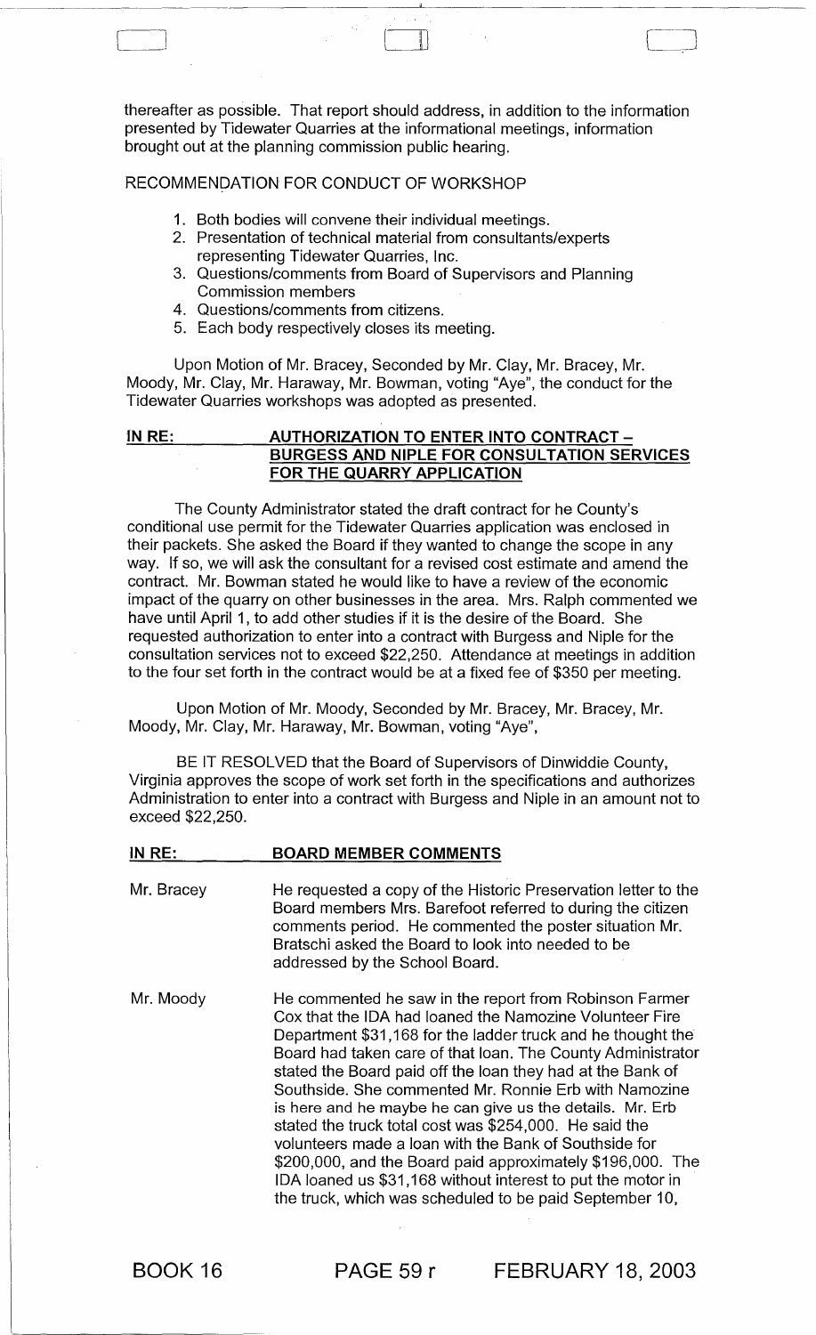thereafter as possible. That report should address, in addition to the information presented by Tidewater Quarries at the informational meetings, information brought out at the planning commission public hearing.

RECOMMENDATION FOR CONDUCT OF WORKSHOP

1. Both bodies will convene their individual meetings.
2. Presentation of technical material from consultants/experts representing Tidewater Quarries, Inc.
3. Questions/comments from Board of Supervisors and Planning Commission members
4. Questions/comments from citizens.
5. Each body respectively closes its meeting.

Upon Motion of Mr. Bracey, Seconded by Mr. Clay, Mr. Bracey, Mr. Moody, Mr. Clay, Mr. Haraway, Mr. Bowman, voting "Aye", the conduct for the Tidewater Quarries workshops was adopted as presented.

**IN RE: AUTHORIZATION TO ENTER INTO CONTRACT – BURGESS AND NIPLE FOR CONSULTATION SERVICES FOR THE QUARRY APPLICATION**

The County Administrator stated the draft contract for he County's conditional use permit for the Tidewater Quarries application was enclosed in their packets. She asked the Board if they wanted to change the scope in any way. If so, we will ask the consultant for a revised cost estimate and amend the contract. Mr. Bowman stated he would like to have a review of the economic impact of the quarry on other businesses in the area. Mrs. Ralph commented we have until April 1, to add other studies if it is the desire of the Board. She requested authorization to enter into a contract with Burgess and Niple for the consultation services not to exceed $22,250. Attendance at meetings in addition to the four set forth in the contract would be at a fixed fee of $350 per meeting.

Upon Motion of Mr. Moody, Seconded by Mr. Bracey, Mr. Bracey, Mr. Moody, Mr. Clay, Mr. Haraway, Mr. Bowman, voting "Aye",

BE IT RESOLVED that the Board of Supervisors of Dinwiddie County, Virginia approves the scope of work set forth in the specifications and authorizes Administration to enter into a contract with Burgess and Niple in an amount not to exceed $22,250.

**IN RE: BOARD MEMBER COMMENTS**

Mr. Bracey — He requested a copy of the Historic Preservation letter to the Board members Mrs. Barefoot referred to during the citizen comments period. He commented the poster situation Mr. Bratschi asked the Board to look into needed to be addressed by the School Board.

Mr. Moody — He commented he saw in the report from Robinson Farmer Cox that the IDA had loaned the Namozine Volunteer Fire Department $31,168 for the ladder truck and he thought the Board had taken care of that loan. The County Administrator stated the Board paid off the loan they had at the Bank of Southside. She commented Mr. Ronnie Erb with Namozine is here and he maybe he can give us the details. Mr. Erb stated the truck total cost was $254,000. He said the volunteers made a loan with the Bank of Southside for $200,000, and the Board paid approximately $196,000. The IDA loaned us $31,168 without interest to put the motor in the truck, which was scheduled to be paid September 10,

BOOK 16 PAGE 59 r FEBRUARY 18, 2003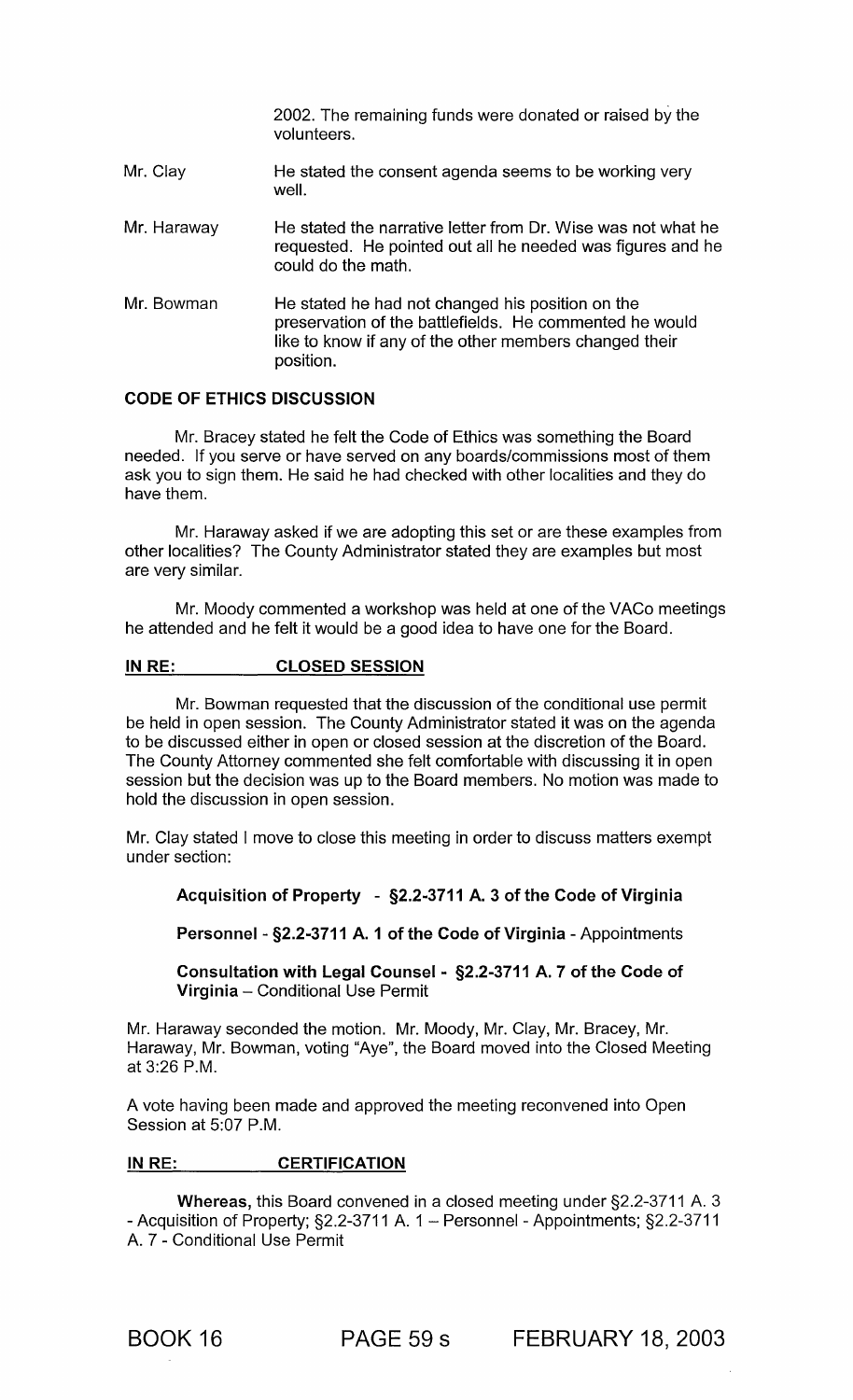2002. The remaining funds were donated or raised by the volunteers.

Mr. Clay — He stated the consent agenda seems to be working very well.

Mr. Haraway — He stated the narrative letter from Dr. Wise was not what he requested. He pointed out all he needed was figures and he could do the math.

Mr. Bowman — He stated he had not changed his position on the preservation of the battlefields. He commented he would like to know if any of the other members changed their position.

**CODE OF ETHICS DISCUSSION**

Mr. Bracey stated he felt the Code of Ethics was something the Board needed. If you serve or have served on any boards/commissions most of them ask you to sign them. He said he had checked with other localities and they do have them.

Mr. Haraway asked if we are adopting this set or are these examples from other localities? The County Administrator stated they are examples but most are very similar.

Mr. Moody commented a workshop was held at one of the VACo meetings he attended and he felt it would be a good idea to have one for the Board.

**IN RE: CLOSED SESSION**

Mr. Bowman requested that the discussion of the conditional use permit be held in open session. The County Administrator stated it was on the agenda to be discussed either in open or closed session at the discretion of the Board. The County Attorney commented she felt comfortable with discussing it in open session but the decision was up to the Board members. No motion was made to hold the discussion in open session.

Mr. Clay stated I move to close this meeting in order to discuss matters exempt under section:

**Acquisition of Property - §2.2-3711 A. 3 of the Code of Virginia**

**Personnel - §2.2-3711 A. 1 of the Code of Virginia** - Appointments

**Consultation with Legal Counsel - §2.2-3711 A. 7 of the Code of Virginia** – Conditional Use Permit

Mr. Haraway seconded the motion. Mr. Moody, Mr. Clay, Mr. Bracey, Mr. Haraway, Mr. Bowman, voting "Aye", the Board moved into the Closed Meeting at 3:26 P.M.

A vote having been made and approved the meeting reconvened into Open Session at 5:07 P.M.

**IN RE: CERTIFICATION**

**Whereas,** this Board convened in a closed meeting under §2.2-3711 A. 3 - Acquisition of Property; §2.2-3711 A. 1 – Personnel - Appointments; §2.2-3711 A. 7 - Conditional Use Permit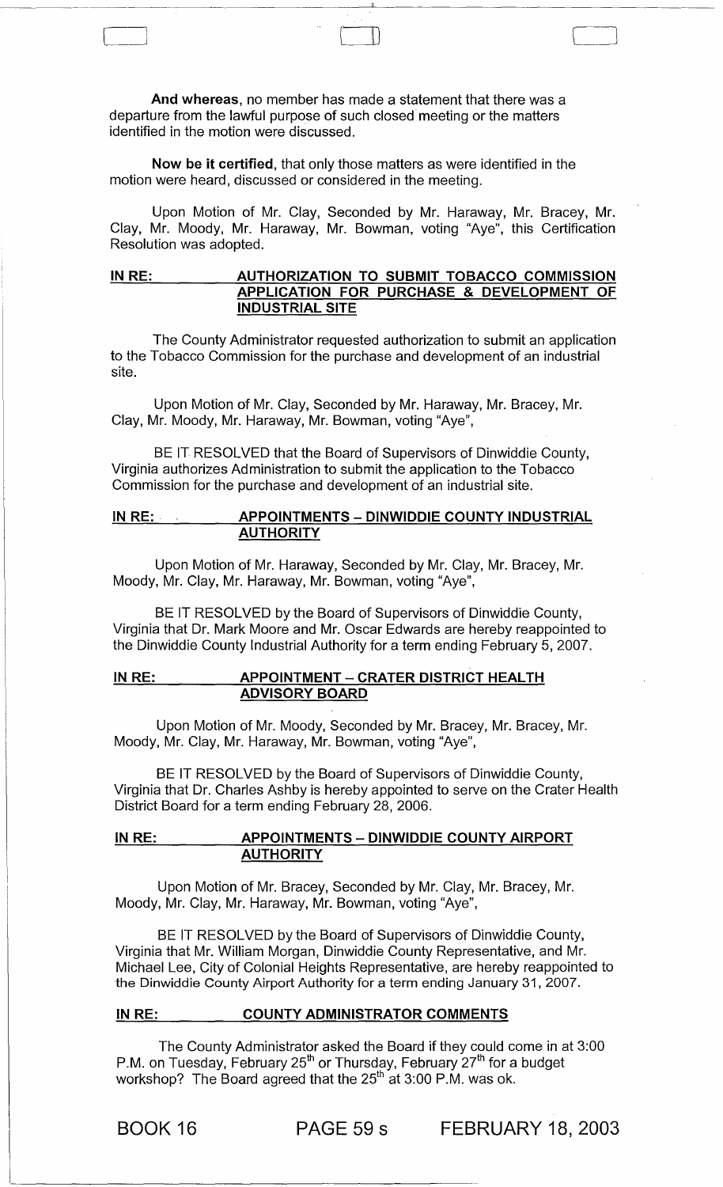**And whereas**, no member has made a statement that there was a departure from the lawful purpose of such closed meeting or the matters identified in the motion were discussed.

**Now be it certified**, that only those matters as were identified in the motion were heard, discussed or considered in the meeting.

Upon Motion of Mr. Clay, Seconded by Mr. Haraway, Mr. Bracey, Mr. Clay, Mr. Moody, Mr. Haraway, Mr. Bowman, voting "Aye", this Certification Resolution was adopted.

**IN RE: AUTHORIZATION TO SUBMIT TOBACCO COMMISSION APPLICATION FOR PURCHASE & DEVELOPMENT OF INDUSTRIAL SITE**

The County Administrator requested authorization to submit an application to the Tobacco Commission for the purchase and development of an industrial site.

Upon Motion of Mr. Clay, Seconded by Mr. Haraway, Mr. Bracey, Mr. Clay, Mr. Moody, Mr. Haraway, Mr. Bowman, voting "Aye",

BE IT RESOLVED that the Board of Supervisors of Dinwiddie County, Virginia authorizes Administration to submit the application to the Tobacco Commission for the purchase and development of an industrial site.

**IN RE: APPOINTMENTS – DINWIDDIE COUNTY INDUSTRIAL AUTHORITY**

Upon Motion of Mr. Haraway, Seconded by Mr. Clay, Mr. Bracey, Mr. Moody, Mr. Clay, Mr. Haraway, Mr. Bowman, voting "Aye",

BE IT RESOLVED by the Board of Supervisors of Dinwiddie County, Virginia that Dr. Mark Moore and Mr. Oscar Edwards are hereby reappointed to the Dinwiddie County Industrial Authority for a term ending February 5, 2007.

**IN RE: APPOINTMENT – CRATER DISTRICT HEALTH ADVISORY BOARD**

Upon Motion of Mr. Moody, Seconded by Mr. Bracey, Mr. Bracey, Mr. Moody, Mr. Clay, Mr. Haraway, Mr. Bowman, voting "Aye",

BE IT RESOLVED by the Board of Supervisors of Dinwiddie County, Virginia that Dr. Charles Ashby is hereby appointed to serve on the Crater Health District Board for a term ending February 28, 2006.

**IN RE: APPOINTMENTS – DINWIDDIE COUNTY AIRPORT AUTHORITY**

Upon Motion of Mr. Bracey, Seconded by Mr. Clay, Mr. Bracey, Mr. Moody, Mr. Clay, Mr. Haraway, Mr. Bowman, voting "Aye",

BE IT RESOLVED by the Board of Supervisors of Dinwiddie County, Virginia that Mr. William Morgan, Dinwiddie County Representative, and Mr. Michael Lee, City of Colonial Heights Representative, are hereby reappointed to the Dinwiddie County Airport Authority for a term ending January 31, 2007.

**IN RE: COUNTY ADMINISTRATOR COMMENTS**

The County Administrator asked the Board if they could come in at 3:00 P.M. on Tuesday, February 25th or Thursday, February 27th for a budget workshop? The Board agreed that the 25th at 3:00 P.M. was ok.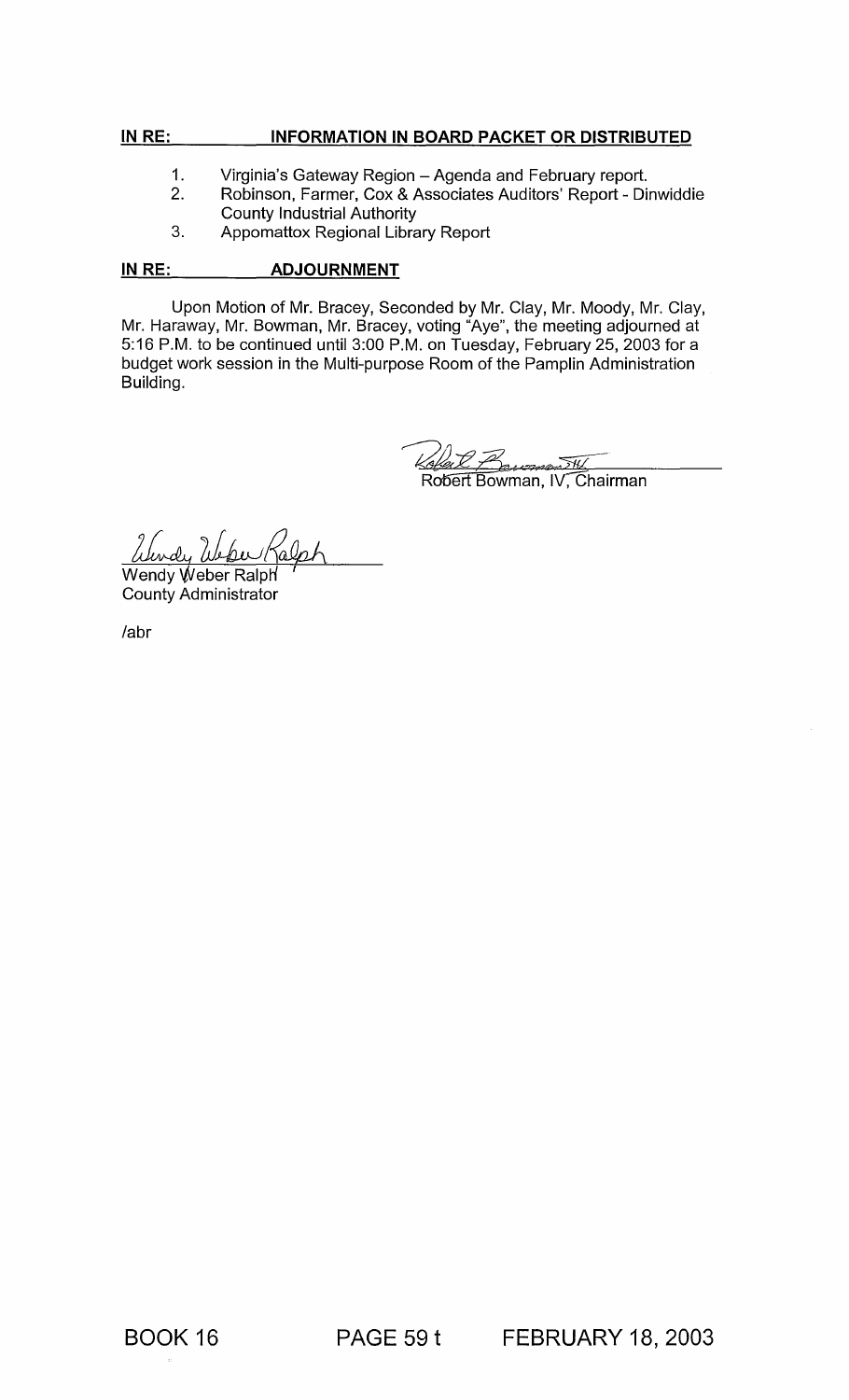**IN RE: INFORMATION IN BOARD PACKET OR DISTRIBUTED**

1. Virginia's Gateway Region – Agenda and February report.
2. Robinson, Farmer, Cox & Associates Auditors' Report - Dinwiddie County Industrial Authority
3. Appomattox Regional Library Report

**IN RE: ADJOURNMENT**

Upon Motion of Mr. Bracey, Seconded by Mr. Clay, Mr. Moody, Mr. Clay, Mr. Haraway, Mr. Bowman, Mr. Bracey, voting "Aye", the meeting adjourned at 5:16 P.M. to be continued until 3:00 P.M. on Tuesday, February 25, 2003 for a budget work session in the Multi-purpose Room of the Pamplin Administration Building.

Robert Bowman, IV, Chairman

Wendy Weber Ralph
County Administrator

/abr

BOOK 16 PAGE 59 t FEBRUARY 18, 2003